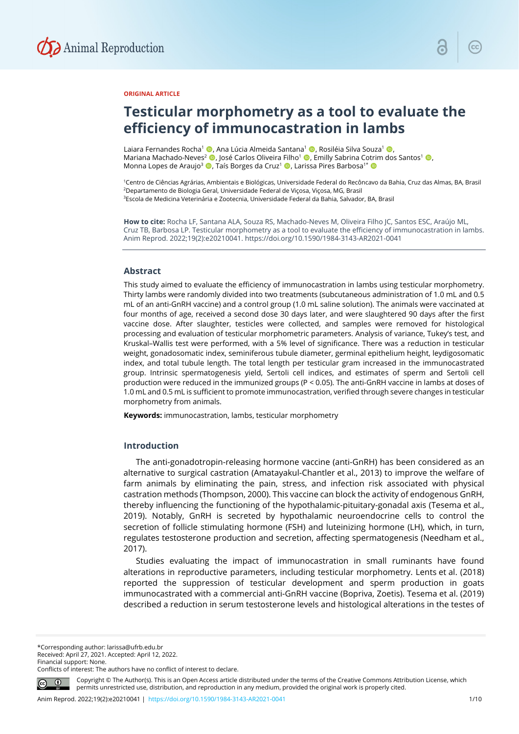ORIGINAL ARTICLE

# Testicular morphometry as a tool to evaluate the efficiency of immunocastration in lambs

Laiara Fernandes Rocha[1], Ana Lúcia Almeida Santana[1], Rosiléia Silva Souza[1], Mariana Machado-Neves[2], José Carlos Oliveira Filho[1], Emilly Sabrina Cotrim dos Santos[1], Monna Lopes de Araujo[3], Taís Borges da Cruz[1], Larissa Pires Barbosa[1*]

[1]Centro de Ciências Agrárias, Ambientais e Biológicas, Universidade Federal do Recôncavo da Bahia, Cruz das Almas, BA, Brasil
[2]Departamento de Biologia Geral, Universidade Federal de Viçosa, Viçosa, MG, Brasil
[3]Escola de Medicina Veterinária e Zootecnia, Universidade Federal da Bahia, Salvador, BA, Brasil

**How to cite:** Rocha LF, Santana ALA, Souza RS, Machado-Neves M, Oliveira Filho JC, Santos ESC, Araújo ML, Cruz TB, Barbosa LP. Testicular morphometry as a tool to evaluate the efficiency of immunocastration in lambs. Anim Reprod. 2022;19(2):e20210041. https://doi.org/10.1590/1984-3143-AR2021-0041

## Abstract

This study aimed to evaluate the efficiency of immunocastration in lambs using testicular morphometry. Thirty lambs were randomly divided into two treatments (subcutaneous administration of 1.0 mL and 0.5 mL of an anti-GnRH vaccine) and a control group (1.0 mL saline solution). The animals were vaccinated at four months of age, received a second dose 30 days later, and were slaughtered 90 days after the first vaccine dose. After slaughter, testicles were collected, and samples were removed for histological processing and evaluation of testicular morphometric parameters. Analysis of variance, Tukey's test, and Kruskal–Wallis test were performed, with a 5% level of significance. There was a reduction in testicular weight, gonadosomatic index, seminiferous tubule diameter, germinal epithelium height, leydigosomatic index, and total tubule length. The total length per testicular gram increased in the immunocastrated group. Intrinsic spermatogenesis yield, Sertoli cell indices, and estimates of sperm and Sertoli cell production were reduced in the immunized groups ($P < 0.05$). The anti-GnRH vaccine in lambs at doses of 1.0 mL and 0.5 mL is sufficient to promote immunocastration, verified through severe changes in testicular morphometry from animals.

**Keywords:** immunocastration, lambs, testicular morphometry

## Introduction

The anti-gonadotropin-releasing hormone vaccine (anti-GnRH) has been considered as an alternative to surgical castration (Amatayakul-Chantler et al., 2013) to improve the welfare of farm animals by eliminating the pain, stress, and infection risk associated with physical castration methods (Thompson, 2000). This vaccine can block the activity of endogenous GnRH, thereby influencing the functioning of the hypothalamic-pituitary-gonadal axis (Tesema et al., 2019). Notably, GnRH is secreted by hypothalamic neuroendocrine cells to control the secretion of follicle stimulating hormone (FSH) and luteinizing hormone (LH), which, in turn, regulates testosterone production and secretion, affecting spermatogenesis (Needham et al., 2017).

Studies evaluating the impact of immunocastration in small ruminants have found alterations in reproductive parameters, including testicular morphometry. Lents et al. (2018) reported the suppression of testicular development and sperm production in goats immunocastrated with a commercial anti-GnRH vaccine (Bopriva, Zoetis). Tesema et al. (2019) described a reduction in serum testosterone levels and histological alterations in the testes of

*Corresponding author: larissa@ufrb.edu.br
Received: April 27, 2021. Accepted: April 12, 2022.
Financial support: None.
Conflicts of interest: The authors have no conflict of interest to declare.

Copyright © The Author(s). This is an Open Access article distributed under the terms of the Creative Commons Attribution License, which permits unrestricted use, distribution, and reproduction in any medium, provided the original work is properly cited.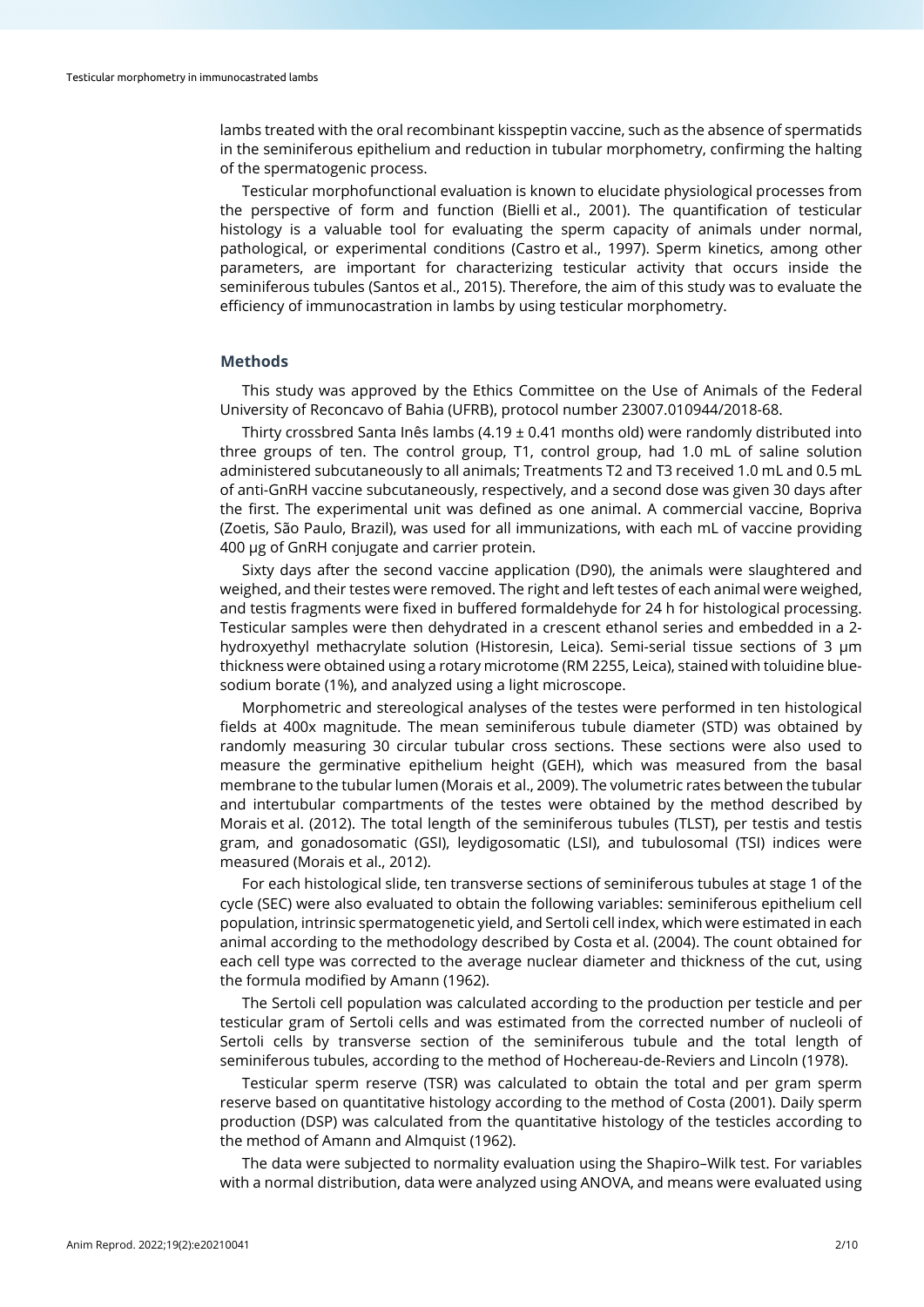lambs treated with the oral recombinant kisspeptin vaccine, such as the absence of spermatids in the seminiferous epithelium and reduction in tubular morphometry, confirming the halting of the spermatogenic process.

Testicular morphofunctional evaluation is known to elucidate physiological processes from the perspective of form and function (Bielli et al., 2001). The quantification of testicular histology is a valuable tool for evaluating the sperm capacity of animals under normal, pathological, or experimental conditions (Castro et al., 1997). Sperm kinetics, among other parameters, are important for characterizing testicular activity that occurs inside the seminiferous tubules (Santos et al., 2015). Therefore, the aim of this study was to evaluate the efficiency of immunocastration in lambs by using testicular morphometry.

## Methods

This study was approved by the Ethics Committee on the Use of Animals of the Federal University of Reconcavo of Bahia (UFRB), protocol number 23007.010944/2018-68.

Thirty crossbred Santa Inês lambs (4.19 ± 0.41 months old) were randomly distributed into three groups of ten. The control group, T1, control group, had 1.0 mL of saline solution administered subcutaneously to all animals; Treatments T2 and T3 received 1.0 mL and 0.5 mL of anti-GnRH vaccine subcutaneously, respectively, and a second dose was given 30 days after the first. The experimental unit was defined as one animal. A commercial vaccine, Bopriva (Zoetis, São Paulo, Brazil), was used for all immunizations, with each mL of vaccine providing 400 μg of GnRH conjugate and carrier protein.

Sixty days after the second vaccine application (D90), the animals were slaughtered and weighed, and their testes were removed. The right and left testes of each animal were weighed, and testis fragments were fixed in buffered formaldehyde for 24 h for histological processing. Testicular samples were then dehydrated in a crescent ethanol series and embedded in a 2-hydroxyethyl methacrylate solution (Historesin, Leica). Semi-serial tissue sections of 3 μm thickness were obtained using a rotary microtome (RM 2255, Leica), stained with toluidine blue-sodium borate (1%), and analyzed using a light microscope.

Morphometric and stereological analyses of the testes were performed in ten histological fields at 400x magnitude. The mean seminiferous tubule diameter (STD) was obtained by randomly measuring 30 circular tubular cross sections. These sections were also used to measure the germinative epithelium height (GEH), which was measured from the basal membrane to the tubular lumen (Morais et al., 2009). The volumetric rates between the tubular and intertubular compartments of the testes were obtained by the method described by Morais et al. (2012). The total length of the seminiferous tubules (TLST), per testis and testis gram, and gonadosomatic (GSI), leydigosomatic (LSI), and tubulosomal (TSI) indices were measured (Morais et al., 2012).

For each histological slide, ten transverse sections of seminiferous tubules at stage 1 of the cycle (SEC) were also evaluated to obtain the following variables: seminiferous epithelium cell population, intrinsic spermatogenetic yield, and Sertoli cell index, which were estimated in each animal according to the methodology described by Costa et al. (2004). The count obtained for each cell type was corrected to the average nuclear diameter and thickness of the cut, using the formula modified by Amann (1962).

The Sertoli cell population was calculated according to the production per testicle and per testicular gram of Sertoli cells and was estimated from the corrected number of nucleoli of Sertoli cells by transverse section of the seminiferous tubule and the total length of seminiferous tubules, according to the method of Hochereau-de-Reviers and Lincoln (1978).

Testicular sperm reserve (TSR) was calculated to obtain the total and per gram sperm reserve based on quantitative histology according to the method of Costa (2001). Daily sperm production (DSP) was calculated from the quantitative histology of the testicles according to the method of Amann and Almquist (1962).

The data were subjected to normality evaluation using the Shapiro–Wilk test. For variables with a normal distribution, data were analyzed using ANOVA, and means were evaluated using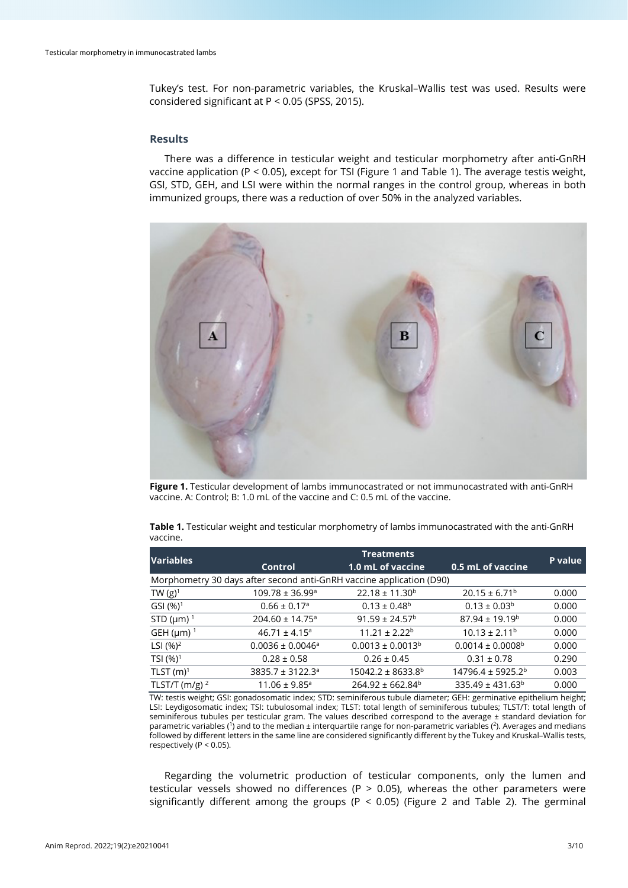Tukey's test. For non-parametric variables, the Kruskal–Wallis test was used. Results were considered significant at P < 0.05 (SPSS, 2015).

## Results

There was a difference in testicular weight and testicular morphometry after anti-GnRH vaccine application (P < 0.05), except for TSI (Figure 1 and Table 1). The average testis weight, GSI, STD, GEH, and LSI were within the normal ranges in the control group, whereas in both immunized groups, there was a reduction of over 50% in the analyzed variables.

**Figure 1.** Testicular development of lambs immunocastrated or not immunocastrated with anti-GnRH vaccine. A: Control; B: 1.0 mL of the vaccine and C: 0.5 mL of the vaccine.

**Table 1.** Testicular weight and testicular morphometry of lambs immunocastrated with the anti-GnRH vaccine.

| Variables | Treatments | | | P value |
|---|---|---|---|---|
| | Control | 1.0 mL of vaccine | 0.5 mL of vaccine | |
| Morphometry 30 days after second anti-GnRH vaccine application (D90) | | | | |
| TW (g)[1] | 109.78 ± 36.99[a] | 22.18 ± 11.30[b] | 20.15 ± 6.71[b] | 0.000 |
| GSI (%)[1] | 0.66 ± 0.17[a] | 0.13 ± 0.48[b] | 0.13 ± 0.03[b] | 0.000 |
| STD (µm)[1] | 204.60 ± 14.75[a] | 91.59 ± 24.57[b] | 87.94 ± 19.19[b] | 0.000 |
| GEH (µm)[1] | 46.71 ± 4.15[a] | 11.21 ± 2.22[b] | 10.13 ± 2.11[b] | 0.000 |
| LSI (%)[2] | 0.0036 ± 0.0046[a] | 0.0013 ± 0.0013[b] | 0.0014 ± 0.0008[b] | 0.000 |
| TSI (%)[1] | 0.28 ± 0.58 | 0.26 ± 0.45 | 0.31 ± 0.78 | 0.290 |
| TLST (m)[1] | 3835.7 ± 3122.3[a] | 15042.2 ± 8633.8[b] | 14796.4 ± 5925.2[b] | 0.003 |
| TLST/T (m/g)[2] | 11.06 ± 9.85[a] | 264.92 ± 662.84[b] | 335.49 ± 431.63[b] | 0.000 |

TW: testis weight; GSI: gonadosomatic index; STD: seminiferous tubule diameter; GEH: germinative epithelium height; LSI: Leydigosomatic index; TSI: tubulosomal index; TLST: total length of seminiferous tubules; TLST/T: total length of seminiferous tubules per testicular gram. The values described correspond to the average ± standard deviation for parametric variables ([1]) and to the median ± interquartile range for non-parametric variables ([2]). Averages and medians followed by different letters in the same line are considered significantly different by the Tukey and Kruskal–Wallis tests, respectively (P < 0.05).

Regarding the volumetric production of testicular components, only the lumen and testicular vessels showed no differences (P > 0.05), whereas the other parameters were significantly different among the groups (P < 0.05) (Figure 2 and Table 2). The germinal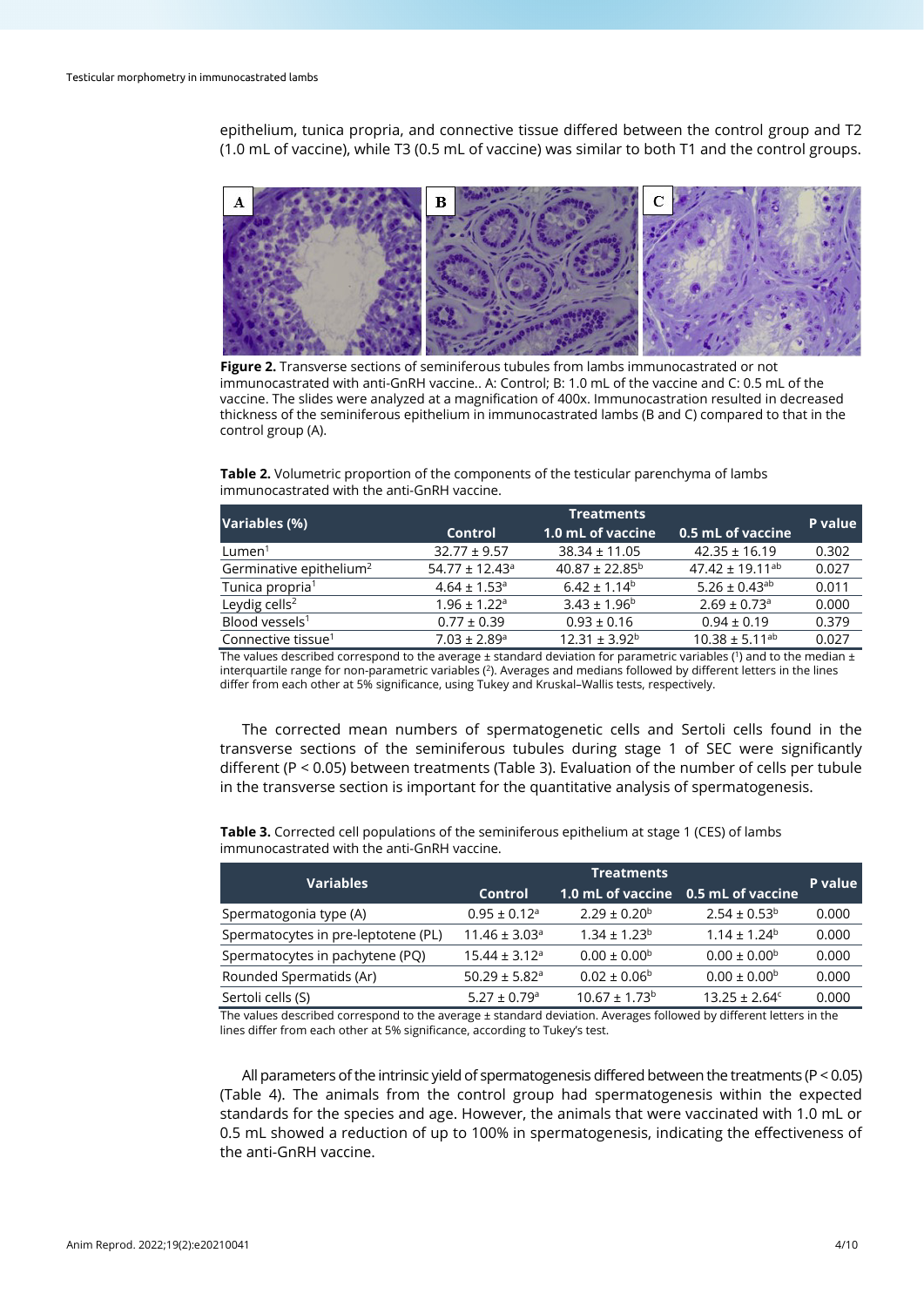epithelium, tunica propria, and connective tissue differed between the control group and T2 (1.0 mL of vaccine), while T3 (0.5 mL of vaccine) was similar to both T1 and the control groups.

**Figure 2.** Transverse sections of seminiferous tubules from lambs immunocastrated or not immunocastrated with anti-GnRH vaccine.. A: Control; B: 1.0 mL of the vaccine and C: 0.5 mL of the vaccine. The slides were analyzed at a magnification of 400x. Immunocastration resulted in decreased thickness of the seminiferous epithelium in immunocastrated lambs (B and C) compared to that in the control group (A).

**Table 2.** Volumetric proportion of the components of the testicular parenchyma of lambs immunocastrated with the anti-GnRH vaccine.

| Variables (%) | Treatments | | | P value |
|---|---|---|---|---|
| | Control | 1.0 mL of vaccine | 0.5 mL of vaccine | |
| Lumen[1] | 32.77 ± 9.57 | 38.34 ± 11.05 | 42.35 ± 16.19 | 0.302 |
| Germinative epithelium[2] | 54.77 ± 12.43[a] | 40.87 ± 22.85[b] | 47.42 ± 19.11[ab] | 0.027 |
| Tunica propria[1] | 4.64 ± 1.53[a] | 6.42 ± 1.14[b] | 5.26 ± 0.43[ab] | 0.011 |
| Leydig cells[2] | 1.96 ± 1.22[a] | 3.43 ± 1.96[b] | 2.69 ± 0.73[a] | 0.000 |
| Blood vessels[1] | 0.77 ± 0.39 | 0.93 ± 0.16 | 0.94 ± 0.19 | 0.379 |
| Connective tissue[1] | 7.03 ± 2.89[a] | 12.31 ± 3.92[b] | 10.38 ± 5.11[ab] | 0.027 |

The values described correspond to the average ± standard deviation for parametric variables ([1]) and to the median ± interquartile range for non-parametric variables ([2]). Averages and medians followed by different letters in the lines differ from each other at 5% significance, using Tukey and Kruskal–Wallis tests, respectively.

The corrected mean numbers of spermatogenetic cells and Sertoli cells found in the transverse sections of the seminiferous tubules during stage 1 of SEC were significantly different ($P < 0.05$) between treatments (Table 3). Evaluation of the number of cells per tubule in the transverse section is important for the quantitative analysis of spermatogenesis.

**Table 3.** Corrected cell populations of the seminiferous epithelium at stage 1 (CES) of lambs immunocastrated with the anti-GnRH vaccine.

| Variables | Treatments | | | P value |
|---|---|---|---|---|
| | Control | 1.0 mL of vaccine | 0.5 mL of vaccine | |
| Spermatogonia type (A) | 0.95 ± 0.12[a] | 2.29 ± 0.20[b] | 2.54 ± 0.53[b] | 0.000 |
| Spermatocytes in pre-leptotene (PL) | 11.46 ± 3.03[a] | 1.34 ± 1.23[b] | 1.14 ± 1.24[b] | 0.000 |
| Spermatocytes in pachytene (PQ) | 15.44 ± 3.12[a] | 0.00 ± 0.00[b] | 0.00 ± 0.00[b] | 0.000 |
| Rounded Spermatids (Ar) | 50.29 ± 5.82[a] | 0.02 ± 0.06[b] | 0.00 ± 0.00[b] | 0.000 |
| Sertoli cells (S) | 5.27 ± 0.79[a] | 10.67 ± 1.73[b] | 13.25 ± 2.64[c] | 0.000 |

The values described correspond to the average ± standard deviation. Averages followed by different letters in the lines differ from each other at 5% significance, according to Tukey's test.

All parameters of the intrinsic yield of spermatogenesis differed between the treatments ($P < 0.05$) (Table 4). The animals from the control group had spermatogenesis within the expected standards for the species and age. However, the animals that were vaccinated with 1.0 mL or 0.5 mL showed a reduction of up to 100% in spermatogenesis, indicating the effectiveness of the anti-GnRH vaccine.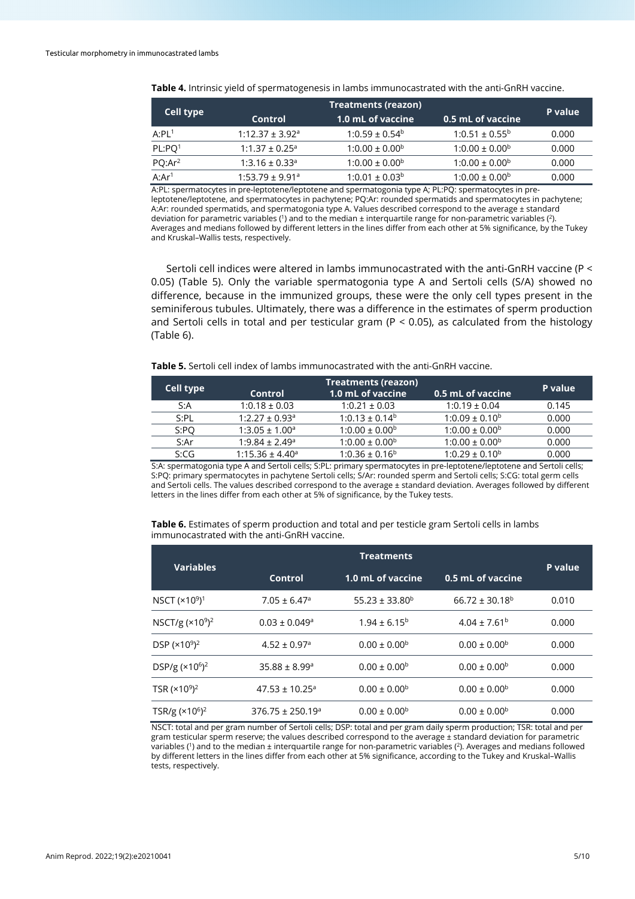**Table 4.** Intrinsic yield of spermatogenesis in lambs immunocastrated with the anti-GnRH vaccine.

| Cell type | Treatments (reazon) | | | P value |
|---|---|---|---|---|
| | Control | 1.0 mL of vaccine | 0.5 mL of vaccine | |
| A:PL[1] | 1:12.37 ± 3.92[a] | 1:0.59 ± 0.54[b] | 1:0.51 ± 0.55[b] | 0.000 |
| PL:PQ[1] | 1:1.37 ± 0.25[a] | 1:0.00 ± 0.00[b] | 1:0.00 ± 0.00[b] | 0.000 |
| PQ:Ar[2] | 1:3.16 ± 0.33[a] | 1:0.00 ± 0.00[b] | 1:0.00 ± 0.00[b] | 0.000 |
| A:Ar[1] | 1:53.79 ± 9.91[a] | 1:0.01 ± 0.03[b] | 1:0.00 ± 0.00[b] | 0.000 |

A:PL: spermatocytes in pre-leptotene/leptotene and spermatogonia type A; PL:PQ: spermatocytes in pre-leptotene/leptotene, and spermatocytes in pachytene; PQ:Ar: rounded spermatids and spermatocytes in pachytene; A:Ar: rounded spermatids, and spermatogonia type A. Values described correspond to the average ± standard deviation for parametric variables ([1]) and to the median ± interquartile range for non-parametric variables ([2]). Averages and medians followed by different letters in the lines differ from each other at 5% significance, by the Tukey and Kruskal–Wallis tests, respectively.

Sertoli cell indices were altered in lambs immunocastrated with the anti-GnRH vaccine ($P < 0.05$) (Table 5). Only the variable spermatogonia type A and Sertoli cells (S/A) showed no difference, because in the immunized groups, these were the only cell types present in the seminiferous tubules. Ultimately, there was a difference in the estimates of sperm production and Sertoli cells in total and per testicular gram ($P < 0.05$), as calculated from the histology (Table 6).

**Table 5.** Sertoli cell index of lambs immunocastrated with the anti-GnRH vaccine.

| Cell type | Treatments (reazon) | | | P value |
|---|---|---|---|---|
| | Control | 1.0 mL of vaccine | 0.5 mL of vaccine | |
| S:A | 1:0.18 ± 0.03 | 1:0.21 ± 0.03 | 1:0.19 ± 0.04 | 0.145 |
| S:PL | 1:2.27 ± 0.93[a] | 1:0.13 ± 0.14[b] | 1:0.09 ± 0.10[b] | 0.000 |
| S:PQ | 1:3.05 ± 1.00[a] | 1:0.00 ± 0.00[b] | 1:0.00 ± 0.00[b] | 0.000 |
| S:Ar | 1:9.84 ± 2.49[a] | 1:0.00 ± 0.00[b] | 1:0.00 ± 0.00[b] | 0.000 |
| S:CG | 1:15.36 ± 4.40[a] | 1:0.36 ± 0.16[b] | 1:0.29 ± 0.10[b] | 0.000 |

S:A: spermatogonia type A and Sertoli cells; S:PL: primary spermatocytes in pre-leptotene/leptotene and Sertoli cells; S:PQ: primary spermatocytes in pachytene Sertoli cells; S/Ar: rounded sperm and Sertoli cells; S:CG: total germ cells and Sertoli cells. The values described correspond to the average ± standard deviation. Averages followed by different letters in the lines differ from each other at 5% of significance, by the Tukey tests.

**Table 6.** Estimates of sperm production and total and per testicle gram Sertoli cells in lambs immunocastrated with the anti-GnRH vaccine.

| Variables | Treatments | | | P value |
|---|---|---|---|---|
| | Control | 1.0 mL of vaccine | 0.5 mL of vaccine | |
| NSCT ($\times 10^9$)[1] | 7.05 ± 6.47[a] | 55.23 ± 33.80[b] | 66.72 ± 30.18[b] | 0.010 |
| NSCT/g ($\times 10^9$)[2] | 0.03 ± 0.049[a] | 1.94 ± 6.15[b] | 4.04 ± 7.61[b] | 0.000 |
| DSP ($\times 10^9$)[2] | 4.52 ± 0.97[a] | 0.00 ± 0.00[b] | 0.00 ± 0.00[b] | 0.000 |
| DSP/g ($\times 10^6$)[2] | 35.88 ± 8.99[a] | 0.00 ± 0.00[b] | 0.00 ± 0.00[b] | 0.000 |
| TSR ($\times 10^9$)[2] | 47.53 ± 10.25[a] | 0.00 ± 0.00[b] | 0.00 ± 0.00[b] | 0.000 |
| TSR/g ($\times 10^6$)[2] | 376.75 ± 250.19[a] | 0.00 ± 0.00[b] | 0.00 ± 0.00[b] | 0.000 |

NSCT: total and per gram number of Sertoli cells; DSP: total and per gram daily sperm production; TSR: total and per gram testicular sperm reserve; the values described correspond to the average ± standard deviation for parametric variables ([1]) and to the median ± interquartile range for non-parametric variables ([2]). Averages and medians followed by different letters in the lines differ from each other at 5% significance, according to the Tukey and Kruskal–Wallis tests, respectively.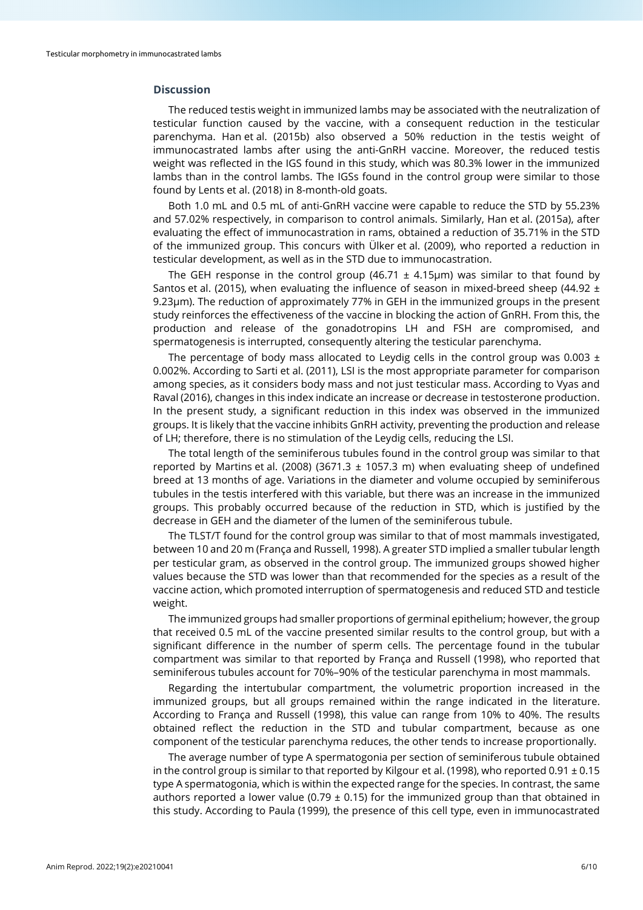## Discussion

The reduced testis weight in immunized lambs may be associated with the neutralization of testicular function caused by the vaccine, with a consequent reduction in the testicular parenchyma. Han et al. (2015b) also observed a 50% reduction in the testis weight of immunocastrated lambs after using the anti-GnRH vaccine. Moreover, the reduced testis weight was reflected in the IGS found in this study, which was 80.3% lower in the immunized lambs than in the control lambs. The IGSs found in the control group were similar to those found by Lents et al. (2018) in 8-month-old goats.

Both 1.0 mL and 0.5 mL of anti-GnRH vaccine were capable to reduce the STD by 55.23% and 57.02% respectively, in comparison to control animals. Similarly, Han et al. (2015a), after evaluating the effect of immunocastration in rams, obtained a reduction of 35.71% in the STD of the immunized group. This concurs with Ülker et al. (2009), who reported a reduction in testicular development, as well as in the STD due to immunocastration.

The GEH response in the control group (46.71 ± 4.15μm) was similar to that found by Santos et al. (2015), when evaluating the influence of season in mixed-breed sheep (44.92 ± 9.23μm). The reduction of approximately 77% in GEH in the immunized groups in the present study reinforces the effectiveness of the vaccine in blocking the action of GnRH. From this, the production and release of the gonadotropins LH and FSH are compromised, and spermatogenesis is interrupted, consequently altering the testicular parenchyma.

The percentage of body mass allocated to Leydig cells in the control group was 0.003 ± 0.002%. According to Sarti et al. (2011), LSI is the most appropriate parameter for comparison among species, as it considers body mass and not just testicular mass. According to Vyas and Raval (2016), changes in this index indicate an increase or decrease in testosterone production. In the present study, a significant reduction in this index was observed in the immunized groups. It is likely that the vaccine inhibits GnRH activity, preventing the production and release of LH; therefore, there is no stimulation of the Leydig cells, reducing the LSI.

The total length of the seminiferous tubules found in the control group was similar to that reported by Martins et al. (2008) (3671.3 ± 1057.3 m) when evaluating sheep of undefined breed at 13 months of age. Variations in the diameter and volume occupied by seminiferous tubules in the testis interfered with this variable, but there was an increase in the immunized groups. This probably occurred because of the reduction in STD, which is justified by the decrease in GEH and the diameter of the lumen of the seminiferous tubule.

The TLST/T found for the control group was similar to that of most mammals investigated, between 10 and 20 m (França and Russell, 1998). A greater STD implied a smaller tubular length per testicular gram, as observed in the control group. The immunized groups showed higher values because the STD was lower than that recommended for the species as a result of the vaccine action, which promoted interruption of spermatogenesis and reduced STD and testicle weight.

The immunized groups had smaller proportions of germinal epithelium; however, the group that received 0.5 mL of the vaccine presented similar results to the control group, but with a significant difference in the number of sperm cells. The percentage found in the tubular compartment was similar to that reported by França and Russell (1998), who reported that seminiferous tubules account for 70%–90% of the testicular parenchyma in most mammals.

Regarding the intertubular compartment, the volumetric proportion increased in the immunized groups, but all groups remained within the range indicated in the literature. According to França and Russell (1998), this value can range from 10% to 40%. The results obtained reflect the reduction in the STD and tubular compartment, because as one component of the testicular parenchyma reduces, the other tends to increase proportionally.

The average number of type A spermatogonia per section of seminiferous tubule obtained in the control group is similar to that reported by Kilgour et al. (1998), who reported 0.91 ± 0.15 type A spermatogonia, which is within the expected range for the species. In contrast, the same authors reported a lower value (0.79 ± 0.15) for the immunized group than that obtained in this study. According to Paula (1999), the presence of this cell type, even in immunocastrated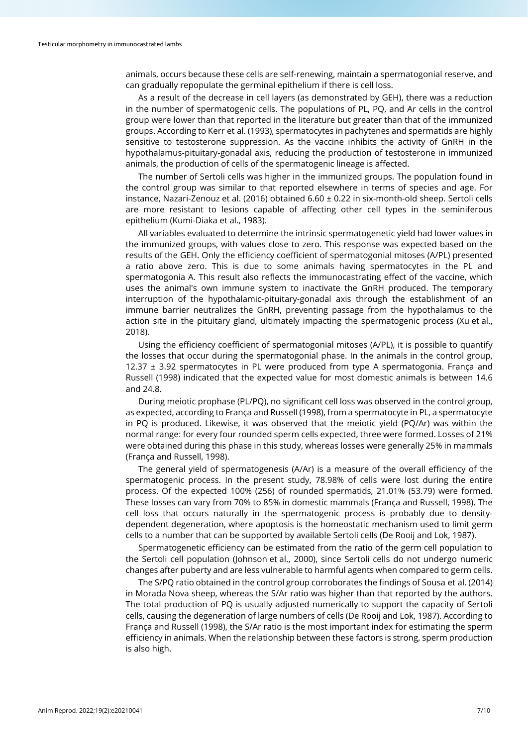animals, occurs because these cells are self-renewing, maintain a spermatogonial reserve, and can gradually repopulate the germinal epithelium if there is cell loss.

As a result of the decrease in cell layers (as demonstrated by GEH), there was a reduction in the number of spermatogenic cells. The populations of PL, PQ, and Ar cells in the control group were lower than that reported in the literature but greater than that of the immunized groups. According to Kerr et al. (1993), spermatocytes in pachytenes and spermatids are highly sensitive to testosterone suppression. As the vaccine inhibits the activity of GnRH in the hypothalamus-pituitary-gonadal axis, reducing the production of testosterone in immunized animals, the production of cells of the spermatogenic lineage is affected.

The number of Sertoli cells was higher in the immunized groups. The population found in the control group was similar to that reported elsewhere in terms of species and age. For instance, Nazari-Zenouz et al. (2016) obtained 6.60 ± 0.22 in six-month-old sheep. Sertoli cells are more resistant to lesions capable of affecting other cell types in the seminiferous epithelium (Kumi-Diaka et al., 1983).

All variables evaluated to determine the intrinsic spermatogenetic yield had lower values in the immunized groups, with values close to zero. This response was expected based on the results of the GEH. Only the efficiency coefficient of spermatogonial mitoses (A/PL) presented a ratio above zero. This is due to some animals having spermatocytes in the PL and spermatogonia A. This result also reflects the immunocastrating effect of the vaccine, which uses the animal's own immune system to inactivate the GnRH produced. The temporary interruption of the hypothalamic-pituitary-gonadal axis through the establishment of an immune barrier neutralizes the GnRH, preventing passage from the hypothalamus to the action site in the pituitary gland, ultimately impacting the spermatogenic process (Xu et al., 2018).

Using the efficiency coefficient of spermatogonial mitoses (A/PL), it is possible to quantify the losses that occur during the spermatogonial phase. In the animals in the control group, 12.37 ± 3.92 spermatocytes in PL were produced from type A spermatogonia. França and Russell (1998) indicated that the expected value for most domestic animals is between 14.6 and 24.8.

During meiotic prophase (PL/PQ), no significant cell loss was observed in the control group, as expected, according to França and Russell (1998), from a spermatocyte in PL, a spermatocyte in PQ is produced. Likewise, it was observed that the meiotic yield (PQ/Ar) was within the normal range: for every four rounded sperm cells expected, three were formed. Losses of 21% were obtained during this phase in this study, whereas losses were generally 25% in mammals (França and Russell, 1998).

The general yield of spermatogenesis (A/Ar) is a measure of the overall efficiency of the spermatogenic process. In the present study, 78.98% of cells were lost during the entire process. Of the expected 100% (256) of rounded spermatids, 21.01% (53.79) were formed. These losses can vary from 70% to 85% in domestic mammals (França and Russell, 1998). The cell loss that occurs naturally in the spermatogenic process is probably due to density-dependent degeneration, where apoptosis is the homeostatic mechanism used to limit germ cells to a number that can be supported by available Sertoli cells (De Rooij and Lok, 1987).

Spermatogenetic efficiency can be estimated from the ratio of the germ cell population to the Sertoli cell population (Johnson et al., 2000), since Sertoli cells do not undergo numeric changes after puberty and are less vulnerable to harmful agents when compared to germ cells.

The S/PQ ratio obtained in the control group corroborates the findings of Sousa et al. (2014) in Morada Nova sheep, whereas the S/Ar ratio was higher than that reported by the authors. The total production of PQ is usually adjusted numerically to support the capacity of Sertoli cells, causing the degeneration of large numbers of cells (De Rooij and Lok, 1987). According to França and Russell (1998), the S/Ar ratio is the most important index for estimating the sperm efficiency in animals. When the relationship between these factors is strong, sperm production is also high.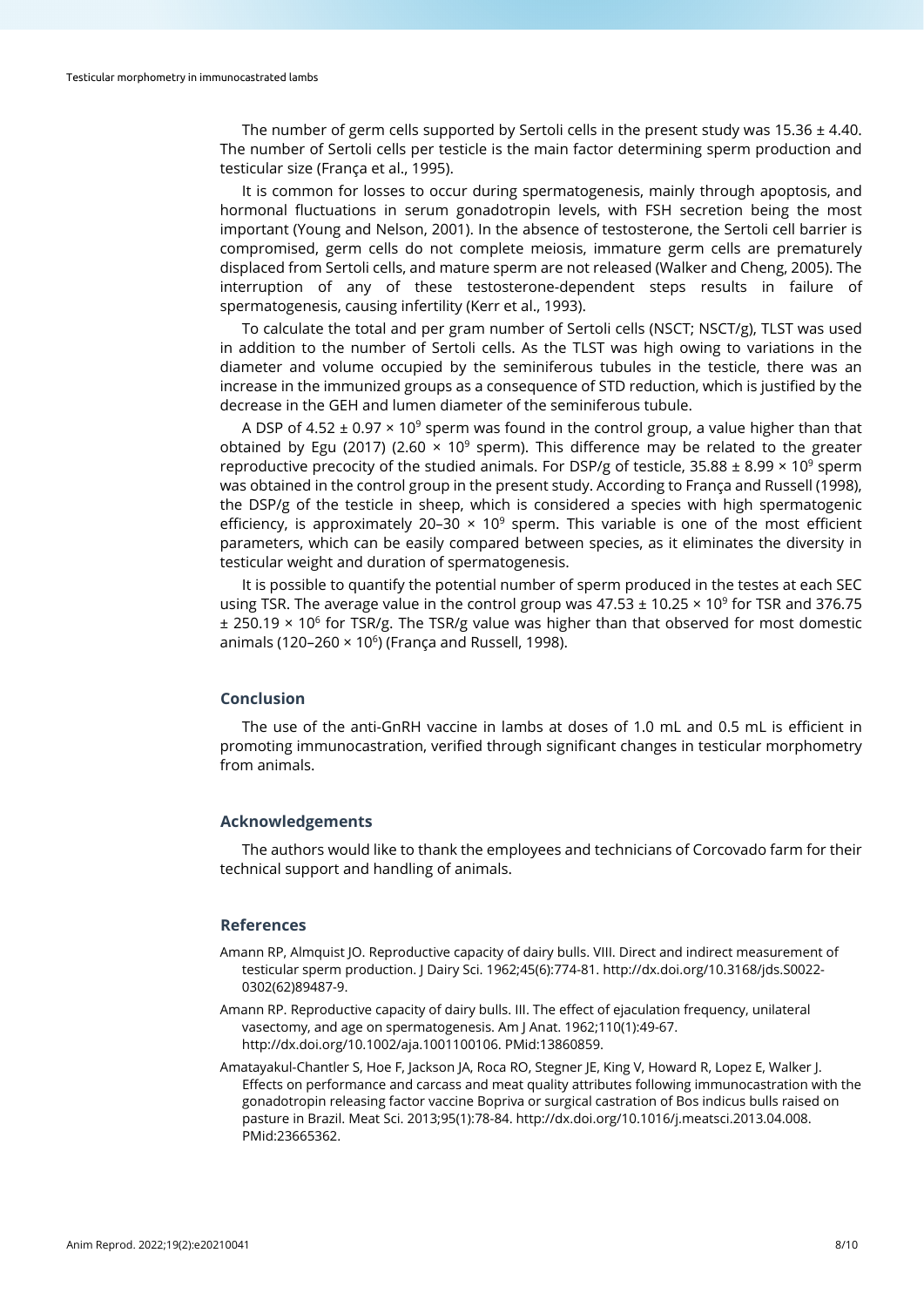The number of germ cells supported by Sertoli cells in the present study was 15.36 ± 4.40. The number of Sertoli cells per testicle is the main factor determining sperm production and testicular size (França et al., 1995).

It is common for losses to occur during spermatogenesis, mainly through apoptosis, and hormonal fluctuations in serum gonadotropin levels, with FSH secretion being the most important (Young and Nelson, 2001). In the absence of testosterone, the Sertoli cell barrier is compromised, germ cells do not complete meiosis, immature germ cells are prematurely displaced from Sertoli cells, and mature sperm are not released (Walker and Cheng, 2005). The interruption of any of these testosterone-dependent steps results in failure of spermatogenesis, causing infertility (Kerr et al., 1993).

To calculate the total and per gram number of Sertoli cells (NSCT; NSCT/g), TLST was used in addition to the number of Sertoli cells. As the TLST was high owing to variations in the diameter and volume occupied by the seminiferous tubules in the testicle, there was an increase in the immunized groups as a consequence of STD reduction, which is justified by the decrease in the GEH and lumen diameter of the seminiferous tubule.

A DSP of $4.52 \pm 0.97 \times 10^9$ sperm was found in the control group, a value higher than that obtained by Egu (2017) ($2.60 \times 10^9$ sperm). This difference may be related to the greater reproductive precocity of the studied animals. For DSP/g of testicle, $35.88 \pm 8.99 \times 10^9$ sperm was obtained in the control group in the present study. According to França and Russell (1998), the DSP/g of the testicle in sheep, which is considered a species with high spermatogenic efficiency, is approximately $20–30 \times 10^9$ sperm. This variable is one of the most efficient parameters, which can be easily compared between species, as it eliminates the diversity in testicular weight and duration of spermatogenesis.

It is possible to quantify the potential number of sperm produced in the testes at each SEC using TSR. The average value in the control group was $47.53 \pm 10.25 \times 10^9$ for TSR and $376.75 \pm 250.19 \times 10^6$ for TSR/g. The TSR/g value was higher than that observed for most domestic animals ($120–260 \times 10^6$) (França and Russell, 1998).

## Conclusion

The use of the anti-GnRH vaccine in lambs at doses of 1.0 mL and 0.5 mL is efficient in promoting immunocastration, verified through significant changes in testicular morphometry from animals.

## Acknowledgements

The authors would like to thank the employees and technicians of Corcovado farm for their technical support and handling of animals.

## References

Amann RP, Almquist JO. Reproductive capacity of dairy bulls. VIII. Direct and indirect measurement of testicular sperm production. J Dairy Sci. 1962;45(6):774-81. http://dx.doi.org/10.3168/jds.S0022-0302(62)89487-9.

Amann RP. Reproductive capacity of dairy bulls. III. The effect of ejaculation frequency, unilateral vasectomy, and age on spermatogenesis. Am J Anat. 1962;110(1):49-67. http://dx.doi.org/10.1002/aja.1001100106. PMid:13860859.

Amatayakul-Chantler S, Hoe F, Jackson JA, Roca RO, Stegner JE, King V, Howard R, Lopez E, Walker J. Effects on performance and carcass and meat quality attributes following immunocastration with the gonadotropin releasing factor vaccine Bopriva or surgical castration of Bos indicus bulls raised on pasture in Brazil. Meat Sci. 2013;95(1):78-84. http://dx.doi.org/10.1016/j.meatsci.2013.04.008. PMid:23665362.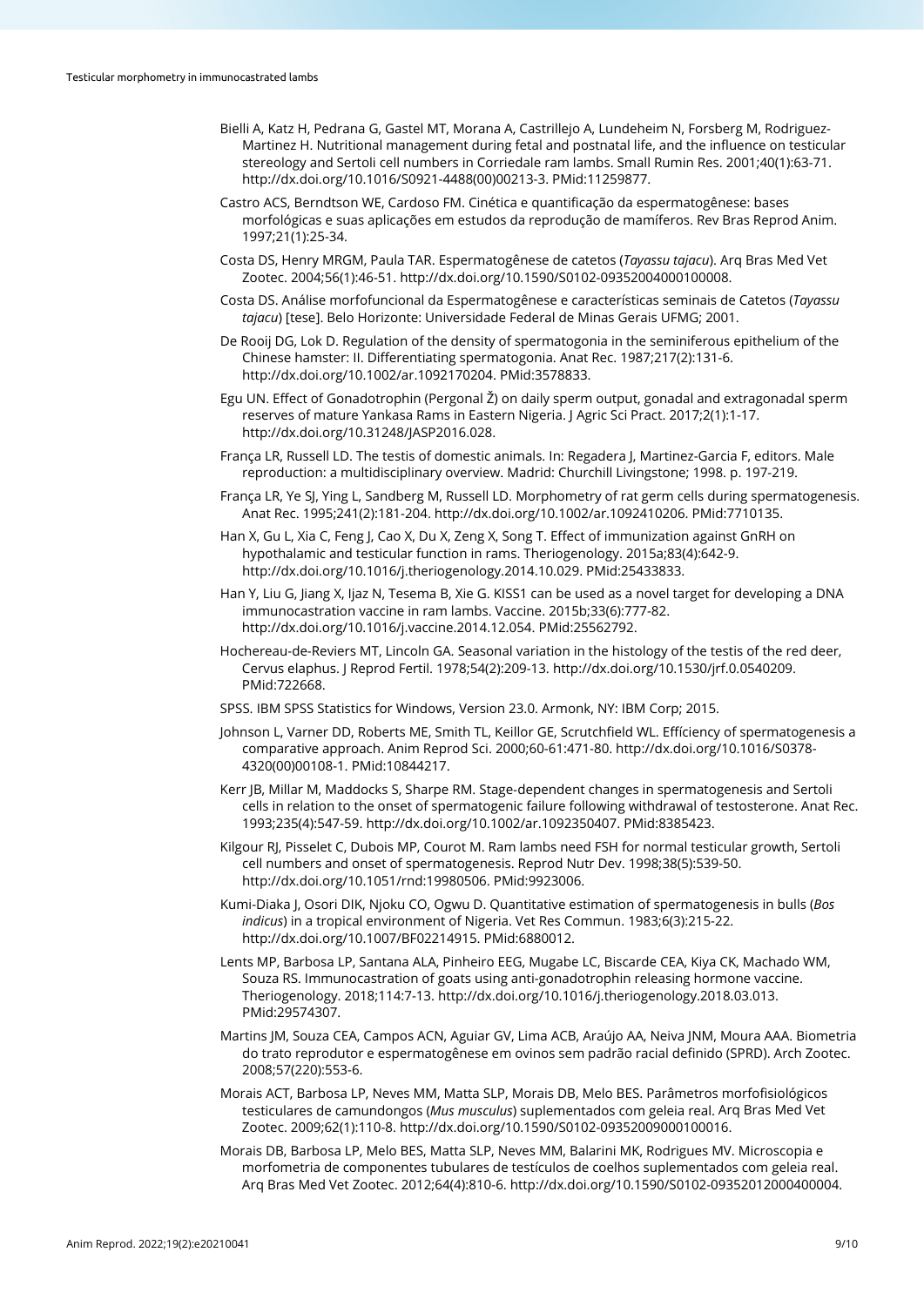Bielli A, Katz H, Pedrana G, Gastel MT, Morana A, Castrillejo A, Lundeheim N, Forsberg M, Rodriguez-Martinez H. Nutritional management during fetal and postnatal life, and the influence on testicular stereology and Sertoli cell numbers in Corriedale ram lambs. Small Rumin Res. 2001;40(1):63-71. http://dx.doi.org/10.1016/S0921-4488(00)00213-3. PMid:11259877.

Castro ACS, Berndtson WE, Cardoso FM. Cinética e quantificação da espermatogênese: bases morfológicas e suas aplicações em estudos da reprodução de mamíferos. Rev Bras Reprod Anim. 1997;21(1):25-34.

Costa DS, Henry MRGM, Paula TAR. Espermatogênese de catetos (*Tayassu tajacu*). Arq Bras Med Vet Zootec. 2004;56(1):46-51. http://dx.doi.org/10.1590/S0102-09352004000100008.

Costa DS. Análise morfofuncional da Espermatogênese e características seminais de Catetos (*Tayassu tajacu*) [tese]. Belo Horizonte: Universidade Federal de Minas Gerais UFMG; 2001.

De Rooij DG, Lok D. Regulation of the density of spermatogonia in the seminiferous epithelium of the Chinese hamster: II. Differentiating spermatogonia. Anat Rec. 1987;217(2):131-6. http://dx.doi.org/10.1002/ar.1092170204. PMid:3578833.

Egu UN. Effect of Gonadotrophin (Pergonal Ž) on daily sperm output, gonadal and extragonadal sperm reserves of mature Yankasa Rams in Eastern Nigeria. J Agric Sci Pract. 2017;2(1):1-17. http://dx.doi.org/10.31248/JASP2016.028.

França LR, Russell LD. The testis of domestic animals. In: Regadera J, Martinez-Garcia F, editors. Male reproduction: a multidisciplinary overview. Madrid: Churchill Livingstone; 1998. p. 197-219.

França LR, Ye SJ, Ying L, Sandberg M, Russell LD. Morphometry of rat germ cells during spermatogenesis. Anat Rec. 1995;241(2):181-204. http://dx.doi.org/10.1002/ar.1092410206. PMid:7710135.

Han X, Gu L, Xia C, Feng J, Cao X, Du X, Zeng X, Song T. Effect of immunization against GnRH on hypothalamic and testicular function in rams. Theriogenology. 2015a;83(4):642-9. http://dx.doi.org/10.1016/j.theriogenology.2014.10.029. PMid:25433833.

Han Y, Liu G, Jiang X, Ijaz N, Tesema B, Xie G. KISS1 can be used as a novel target for developing a DNA immunocastration vaccine in ram lambs. Vaccine. 2015b;33(6):777-82. http://dx.doi.org/10.1016/j.vaccine.2014.12.054. PMid:25562792.

Hochereau-de-Reviers MT, Lincoln GA. Seasonal variation in the histology of the testis of the red deer, Cervus elaphus. J Reprod Fertil. 1978;54(2):209-13. http://dx.doi.org/10.1530/jrf.0.0540209. PMid:722668.

SPSS. IBM SPSS Statistics for Windows, Version 23.0. Armonk, NY: IBM Corp; 2015.

Johnson L, Varner DD, Roberts ME, Smith TL, Keillor GE, Scrutchfield WL. Efficiency of spermatogenesis a comparative approach. Anim Reprod Sci. 2000;60-61:471-80. http://dx.doi.org/10.1016/S0378-4320(00)00108-1. PMid:10844217.

Kerr JB, Millar M, Maddocks S, Sharpe RM. Stage-dependent changes in spermatogenesis and Sertoli cells in relation to the onset of spermatogenic failure following withdrawal of testosterone. Anat Rec. 1993;235(4):547-59. http://dx.doi.org/10.1002/ar.1092350407. PMid:8385423.

Kilgour RJ, Pisselet C, Dubois MP, Courot M. Ram lambs need FSH for normal testicular growth, Sertoli cell numbers and onset of spermatogenesis. Reprod Nutr Dev. 1998;38(5):539-50. http://dx.doi.org/10.1051/rnd:19980506. PMid:9923006.

Kumi-Diaka J, Osori DIK, Njoku CO, Ogwu D. Quantitative estimation of spermatogenesis in bulls (*Bos indicus*) in a tropical environment of Nigeria. Vet Res Commun. 1983;6(3):215-22. http://dx.doi.org/10.1007/BF02214915. PMid:6880012.

Lents MP, Barbosa LP, Santana ALA, Pinheiro EEG, Mugabe LC, Biscarde CEA, Kiya CK, Machado WM, Souza RS. Immunocastration of goats using anti-gonadotrophin releasing hormone vaccine. Theriogenology. 2018;114:7-13. http://dx.doi.org/10.1016/j.theriogenology.2018.03.013. PMid:29574307.

Martins JM, Souza CEA, Campos ACN, Aguiar GV, Lima ACB, Araújo AA, Neiva JNM, Moura AAA. Biometria do trato reprodutor e espermatogênese em ovinos sem padrão racial definido (SPRD). Arch Zootec. 2008;57(220):553-6.

Morais ACT, Barbosa LP, Neves MM, Matta SLP, Morais DB, Melo BES. Parâmetros morfofisiológicos testiculares de camundongos (*Mus musculus*) suplementados com geleia real. Arq Bras Med Vet Zootec. 2009;62(1):110-8. http://dx.doi.org/10.1590/S0102-09352009000100016.

Morais DB, Barbosa LP, Melo BES, Matta SLP, Neves MM, Balarini MK, Rodrigues MV. Microscopia e morfometria de componentes tubulares de testículos de coelhos suplementados com geleia real. Arq Bras Med Vet Zootec. 2012;64(4):810-6. http://dx.doi.org/10.1590/S0102-09352012000400004.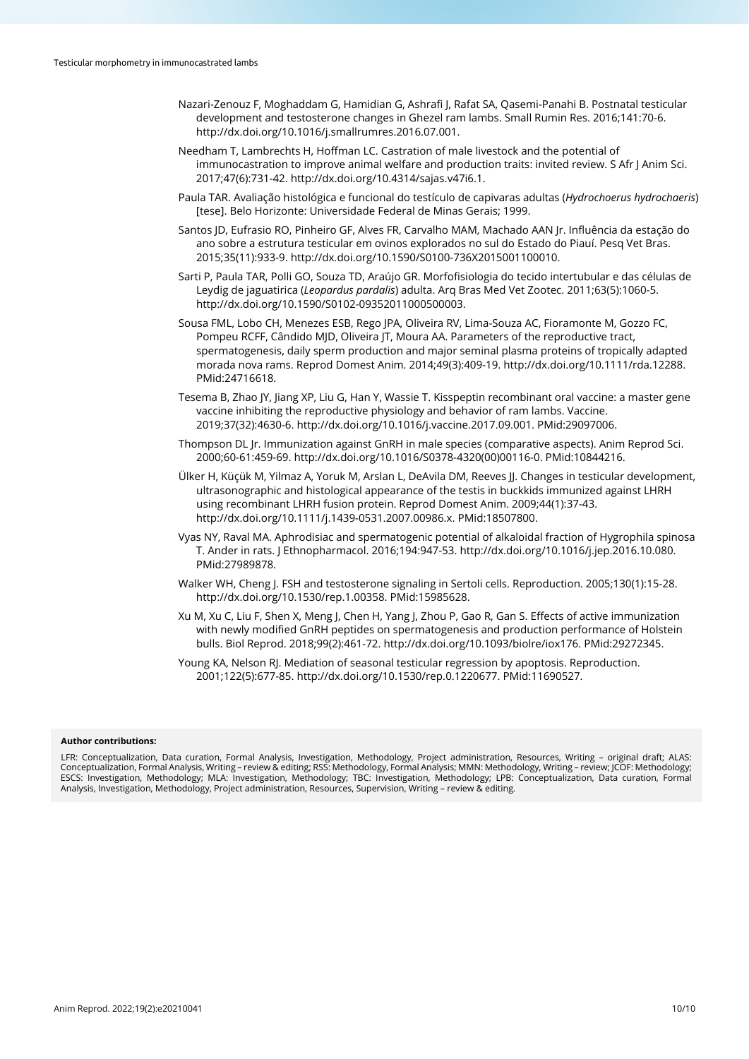Nazari-Zenouz F, Moghaddam G, Hamidian G, Ashrafi J, Rafat SA, Qasemi-Panahi B. Postnatal testicular development and testosterone changes in Ghezel ram lambs. Small Rumin Res. 2016;141:70-6. http://dx.doi.org/10.1016/j.smallrumres.2016.07.001.

Needham T, Lambrechts H, Hoffman LC. Castration of male livestock and the potential of immunocastration to improve animal welfare and production traits: invited review. S Afr J Anim Sci. 2017;47(6):731-42. http://dx.doi.org/10.4314/sajas.v47i6.1.

Paula TAR. Avaliação histológica e funcional do testículo de capivaras adultas (*Hydrochoerus hydrochaeris*) [tese]. Belo Horizonte: Universidade Federal de Minas Gerais; 1999.

Santos JD, Eufrasio RO, Pinheiro GF, Alves FR, Carvalho MAM, Machado AAN Jr. Influência da estação do ano sobre a estrutura testicular em ovinos explorados no sul do Estado do Piauí. Pesq Vet Bras. 2015;35(11):933-9. http://dx.doi.org/10.1590/S0100-736X2015001100010.

Sarti P, Paula TAR, Polli GO, Souza TD, Araújo GR. Morfofisiologia do tecido intertubular e das células de Leydig de jaguatirica (*Leopardus pardalis*) adulta. Arq Bras Med Vet Zootec. 2011;63(5):1060-5. http://dx.doi.org/10.1590/S0102-09352011000500003.

Sousa FML, Lobo CH, Menezes ESB, Rego JPA, Oliveira RV, Lima-Souza AC, Fioramonte M, Gozzo FC, Pompeu RCFF, Cândido MJD, Oliveira JT, Moura AA. Parameters of the reproductive tract, spermatogenesis, daily sperm production and major seminal plasma proteins of tropically adapted morada nova rams. Reprod Domest Anim. 2014;49(3):409-19. http://dx.doi.org/10.1111/rda.12288. PMid:24716618.

Tesema B, Zhao JY, Jiang XP, Liu G, Han Y, Wassie T. Kisspeptin recombinant oral vaccine: a master gene vaccine inhibiting the reproductive physiology and behavior of ram lambs. Vaccine. 2019;37(32):4630-6. http://dx.doi.org/10.1016/j.vaccine.2017.09.001. PMid:29097006.

Thompson DL Jr. Immunization against GnRH in male species (comparative aspects). Anim Reprod Sci. 2000;60-61:459-69. http://dx.doi.org/10.1016/S0378-4320(00)00116-0. PMid:10844216.

Ülker H, Küçük M, Yilmaz A, Yoruk M, Arslan L, DeAvila DM, Reeves JJ. Changes in testicular development, ultrasonographic and histological appearance of the testis in buckkids immunized against LHRH using recombinant LHRH fusion protein. Reprod Domest Anim. 2009;44(1):37-43. http://dx.doi.org/10.1111/j.1439-0531.2007.00986.x. PMid:18507800.

Vyas NY, Raval MA. Aphrodisiac and spermatogenic potential of alkaloidal fraction of Hygrophila spinosa T. Ander in rats. J Ethnopharmacol. 2016;194:947-53. http://dx.doi.org/10.1016/j.jep.2016.10.080. PMid:27989878.

Walker WH, Cheng J. FSH and testosterone signaling in Sertoli cells. Reproduction. 2005;130(1):15-28. http://dx.doi.org/10.1530/rep.1.00358. PMid:15985628.

Xu M, Xu C, Liu F, Shen X, Meng J, Chen H, Yang J, Zhou P, Gao R, Gan S. Effects of active immunization with newly modified GnRH peptides on spermatogenesis and production performance of Holstein bulls. Biol Reprod. 2018;99(2):461-72. http://dx.doi.org/10.1093/biolre/iox176. PMid:29272345.

Young KA, Nelson RJ. Mediation of seasonal testicular regression by apoptosis. Reproduction. 2001;122(5):677-85. http://dx.doi.org/10.1530/rep.0.1220677. PMid:11690527.

**Author contributions:**

LFR: Conceptualization, Data curation, Formal Analysis, Investigation, Methodology, Project administration, Resources, Writing – original draft; ALAS: Conceptualization, Formal Analysis, Writing – review & editing; RSS: Methodology, Formal Analysis; MMN: Methodology, Writing – review; JCOF: Methodology; ESCS: Investigation, Methodology; MLA: Investigation, Methodology; TBC: Investigation, Methodology; LPB: Conceptualization, Data curation, Formal Analysis, Investigation, Methodology, Project administration, Resources, Supervision, Writing – review & editing.